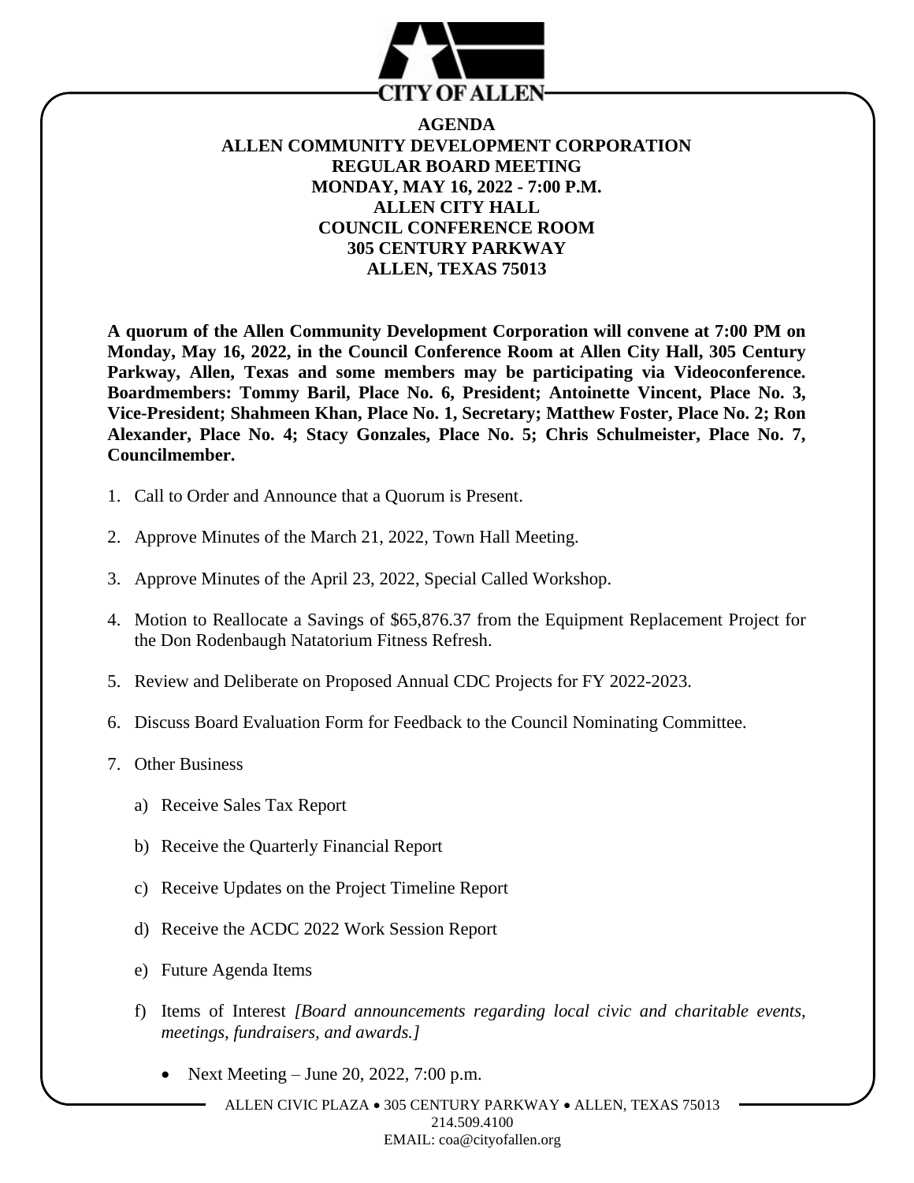CITY OF ALLEN

# AGENDA
## ALLEN COMMUNITY DEVELOPMENT CORPORATION
## REGULAR BOARD MEETING
## MONDAY, MAY 16, 2022 - 7:00 P.M.
## ALLEN CITY HALL
## COUNCIL CONFERENCE ROOM
## 305 CENTURY PARKWAY
## ALLEN, TEXAS 75013

**A quorum of the Allen Community Development Corporation will convene at 7:00 PM on Monday, May 16, 2022, in the Council Conference Room at Allen City Hall, 305 Century Parkway, Allen, Texas and some members may be participating via Videoconference. Boardmembers: Tommy Baril, Place No. 6, President; Antoinette Vincent, Place No. 3, Vice-President; Shahmeen Khan, Place No. 1, Secretary; Matthew Foster, Place No. 2; Ron Alexander, Place No. 4; Stacy Gonzales, Place No. 5; Chris Schulmeister, Place No. 7, Councilmember.**

1. Call to Order and Announce that a Quorum is Present.

2. Approve Minutes of the March 21, 2022, Town Hall Meeting.

3. Approve Minutes of the April 23, 2022, Special Called Workshop.

4. Motion to Reallocate a Savings of $65,876.37 from the Equipment Replacement Project for the Don Rodenbaugh Natatorium Fitness Refresh.

5. Review and Deliberate on Proposed Annual CDC Projects for FY 2022-2023.

6. Discuss Board Evaluation Form for Feedback to the Council Nominating Committee.

7. Other Business

   a) Receive Sales Tax Report

   b) Receive the Quarterly Financial Report

   c) Receive Updates on the Project Timeline Report

   d) Receive the ACDC 2022 Work Session Report

   e) Future Agenda Items

   f) Items of Interest *[Board announcements regarding local civic and charitable events, meetings, fundraisers, and awards.]*

      - Next Meeting – June 20, 2022, 7:00 p.m.

ALLEN CIVIC PLAZA • 305 CENTURY PARKWAY • ALLEN, TEXAS 75013
214.509.4100
EMAIL: coa@cityofallen.org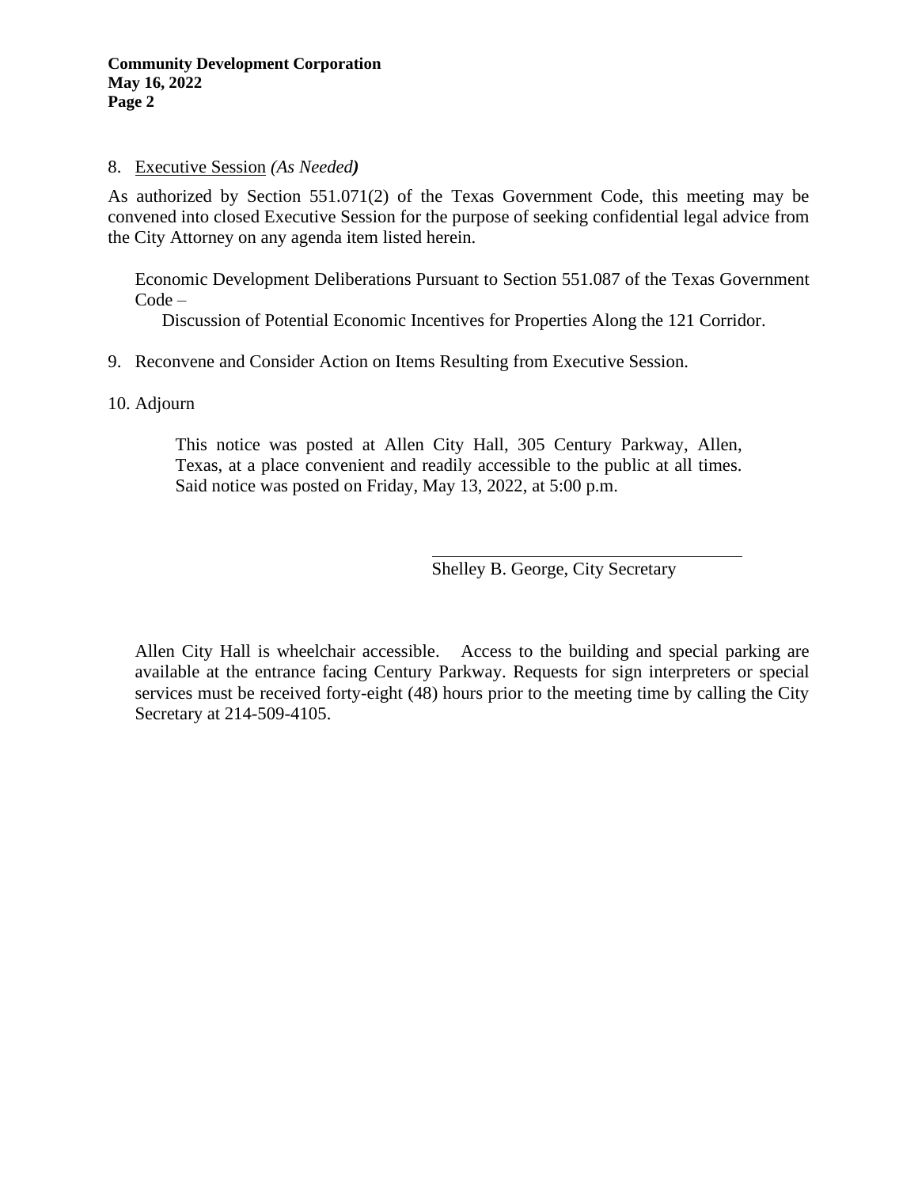8. Executive Session *(As Needed)*

As authorized by Section 551.071(2) of the Texas Government Code, this meeting may be convened into closed Executive Session for the purpose of seeking confidential legal advice from the City Attorney on any agenda item listed herein.

Economic Development Deliberations Pursuant to Section 551.087 of the Texas Government Code –

Discussion of Potential Economic Incentives for Properties Along the 121 Corridor.

9. Reconvene and Consider Action on Items Resulting from Executive Session.

10. Adjourn

This notice was posted at Allen City Hall, 305 Century Parkway, Allen, Texas, at a place convenient and readily accessible to the public at all times. Said notice was posted on Friday, May 13, 2022, at 5:00 p.m.

Shelley B. George, City Secretary

Allen City Hall is wheelchair accessible. Access to the building and special parking are available at the entrance facing Century Parkway. Requests for sign interpreters or special services must be received forty-eight (48) hours prior to the meeting time by calling the City Secretary at 214-509-4105.